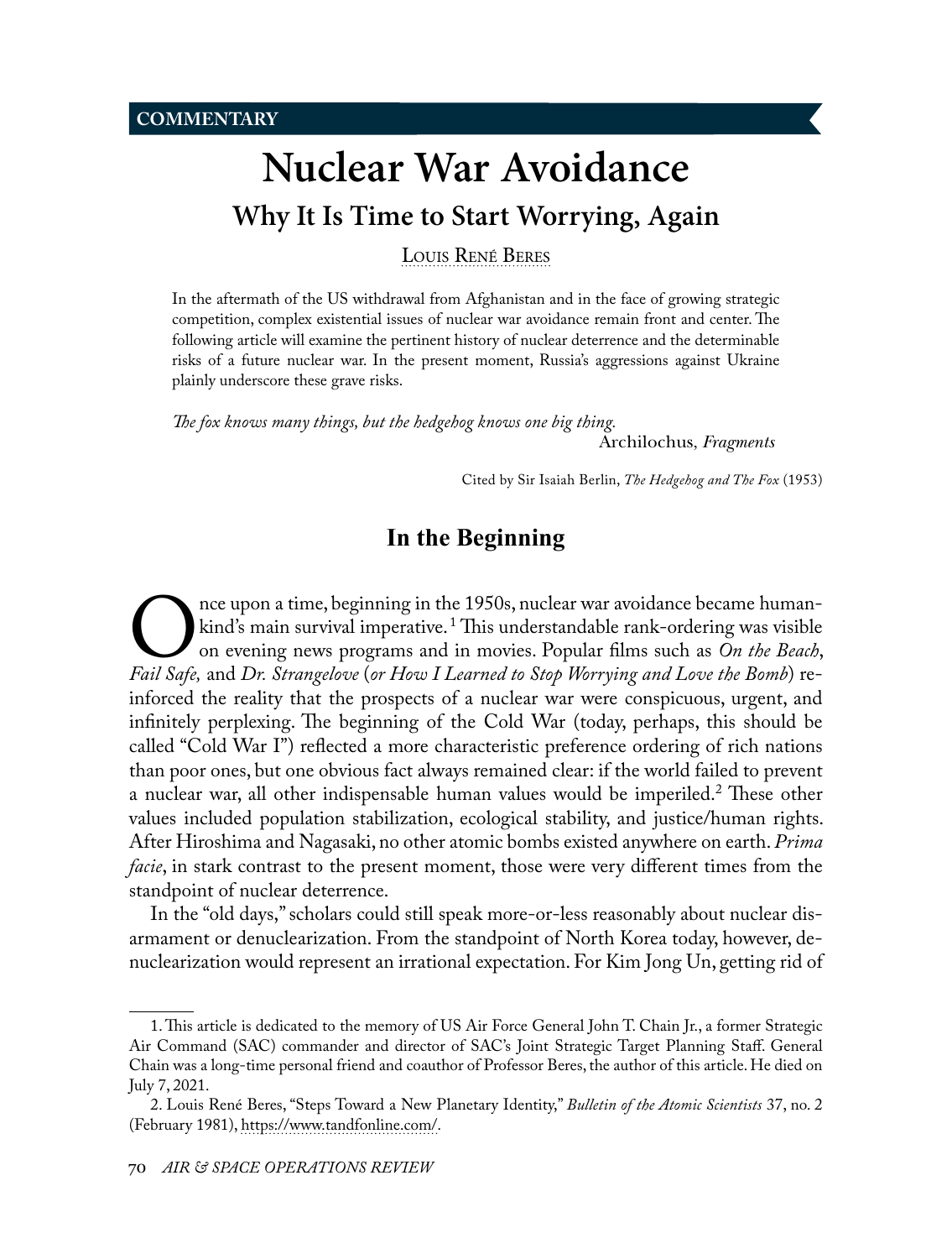COMMENTARY

# Nuclear War Avoidance

## Why It Is Time to Start Worrying, Again

Louis René Beres

In the aftermath of the US withdrawal from Afghanistan and in the face of growing strategic competition, complex existential issues of nuclear war avoidance remain front and center. The following article will examine the pertinent history of nuclear deterrence and the determinable risks of a future nuclear war. In the present moment, Russia's aggressions against Ukraine plainly underscore these grave risks.

*The fox knows many things, but the hedgehog knows one big thing.*
Archilochus, *Fragments*

Cited by Sir Isaiah Berlin, *The Hedgehog and The Fox* (1953)

### In the Beginning

Once upon a time, beginning in the 1950s, nuclear war avoidance became humankind's main survival imperative.[1] This understandable rank-ordering was visible on evening news programs and in movies. Popular films such as *On the Beach*, *Fail Safe,* and *Dr. Strangelove* (*or How I Learned to Stop Worrying and Love the Bomb*) reinforced the reality that the prospects of a nuclear war were conspicuous, urgent, and infinitely perplexing. The beginning of the Cold War (today, perhaps, this should be called "Cold War I") reflected a more characteristic preference ordering of rich nations than poor ones, but one obvious fact always remained clear: if the world failed to prevent a nuclear war, all other indispensable human values would be imperiled.[2] These other values included population stabilization, ecological stability, and justice/human rights. After Hiroshima and Nagasaki, no other atomic bombs existed anywhere on earth. *Prima facie*, in stark contrast to the present moment, those were very different times from the standpoint of nuclear deterrence.

In the "old days," scholars could still speak more-or-less reasonably about nuclear disarmament or denuclearization. From the standpoint of North Korea today, however, denuclearization would represent an irrational expectation. For Kim Jong Un, getting rid of

1. This article is dedicated to the memory of US Air Force General John T. Chain Jr., a former Strategic Air Command (SAC) commander and director of SAC's Joint Strategic Target Planning Staff. General Chain was a long-time personal friend and coauthor of Professor Beres, the author of this article. He died on July 7, 2021.

2. Louis René Beres, "Steps Toward a New Planetary Identity," *Bulletin of the Atomic Scientists* 37, no. 2 (February 1981), https://www.tandfonline.com/.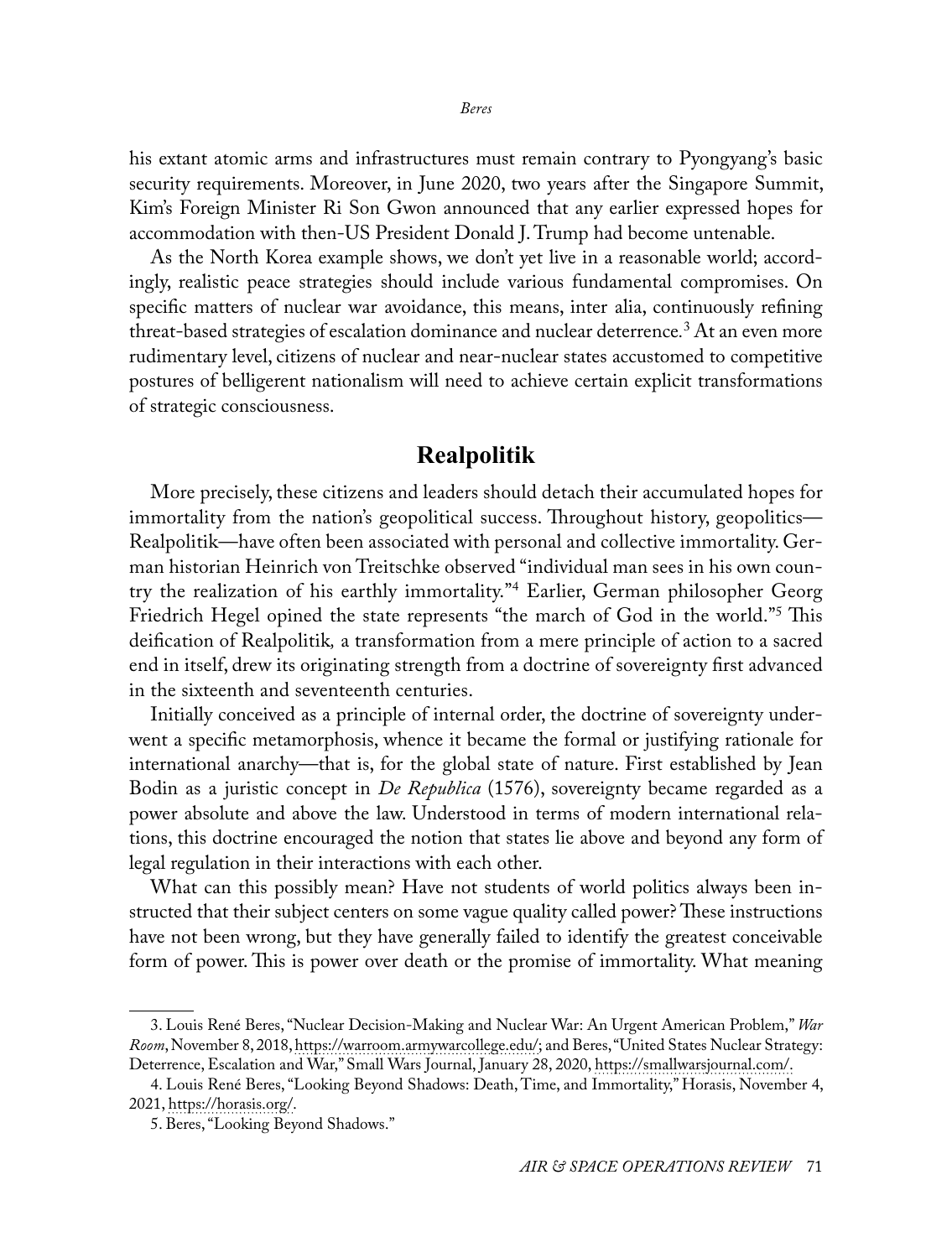his extant atomic arms and infrastructures must remain contrary to Pyongyang's basic security requirements. Moreover, in June 2020, two years after the Singapore Summit, Kim's Foreign Minister Ri Son Gwon announced that any earlier expressed hopes for accommodation with then-US President Donald J. Trump had become untenable.

As the North Korea example shows, we don't yet live in a reasonable world; accordingly, realistic peace strategies should include various fundamental compromises. On specific matters of nuclear war avoidance, this means, inter alia, continuously refining threat-based strategies of escalation dominance and nuclear deterrence.[3] At an even more rudimentary level, citizens of nuclear and near-nuclear states accustomed to competitive postures of belligerent nationalism will need to achieve certain explicit transformations of strategic consciousness.

## Realpolitik

More precisely, these citizens and leaders should detach their accumulated hopes for immortality from the nation's geopolitical success. Throughout history, geopolitics—Realpolitik—have often been associated with personal and collective immortality. German historian Heinrich von Treitschke observed "individual man sees in his own country the realization of his earthly immortality."[4] Earlier, German philosopher Georg Friedrich Hegel opined the state represents "the march of God in the world."[5] This deification of Realpolitik*,* a transformation from a mere principle of action to a sacred end in itself, drew its originating strength from a doctrine of sovereignty first advanced in the sixteenth and seventeenth centuries.

Initially conceived as a principle of internal order, the doctrine of sovereignty underwent a specific metamorphosis, whence it became the formal or justifying rationale for international anarchy—that is, for the global state of nature. First established by Jean Bodin as a juristic concept in *De Republica* (1576), sovereignty became regarded as a power absolute and above the law. Understood in terms of modern international relations, this doctrine encouraged the notion that states lie above and beyond any form of legal regulation in their interactions with each other.

What can this possibly mean? Have not students of world politics always been instructed that their subject centers on some vague quality called power? These instructions have not been wrong, but they have generally failed to identify the greatest conceivable form of power. This is power over death or the promise of immortality. What meaning

---

3. Louis René Beres, "Nuclear Decision-Making and Nuclear War: An Urgent American Problem," *War Room*, November 8, 2018, https://warroom.armywarcollege.edu/; and Beres, "United States Nuclear Strategy: Deterrence, Escalation and War," Small Wars Journal, January 28, 2020, https://smallwarsjournal.com/.

4. Louis René Beres, "Looking Beyond Shadows: Death, Time, and Immortality," Horasis, November 4, 2021, https://horasis.org/.

5. Beres, "Looking Beyond Shadows."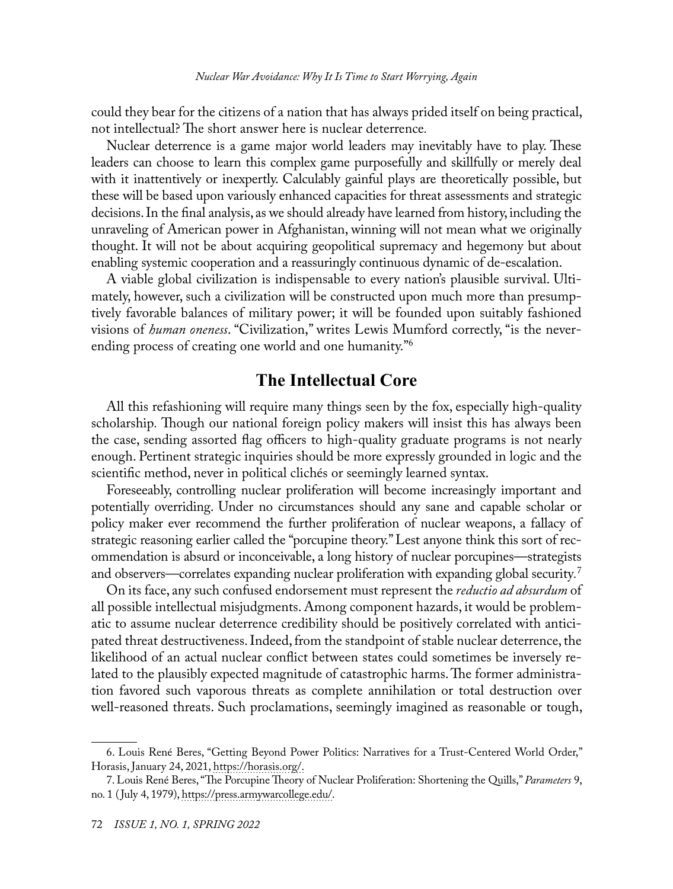could they bear for the citizens of a nation that has always prided itself on being practical, not intellectual? The short answer here is nuclear deterrence.

Nuclear deterrence is a game major world leaders may inevitably have to play. These leaders can choose to learn this complex game purposefully and skillfully or merely deal with it inattentively or inexpertly. Calculably gainful plays are theoretically possible, but these will be based upon variously enhanced capacities for threat assessments and strategic decisions. In the final analysis, as we should already have learned from history, including the unraveling of American power in Afghanistan, winning will not mean what we originally thought. It will not be about acquiring geopolitical supremacy and hegemony but about enabling systemic cooperation and a reassuringly continuous dynamic of de-escalation.

A viable global civilization is indispensable to every nation's plausible survival. Ultimately, however, such a civilization will be constructed upon much more than presumptively favorable balances of military power; it will be founded upon suitably fashioned visions of *human oneness*. "Civilization," writes Lewis Mumford correctly, "is the never-ending process of creating one world and one humanity."[6]

## The Intellectual Core

All this refashioning will require many things seen by the fox, especially high-quality scholarship. Though our national foreign policy makers will insist this has always been the case, sending assorted flag officers to high-quality graduate programs is not nearly enough. Pertinent strategic inquiries should be more expressly grounded in logic and the scientific method, never in political clichés or seemingly learned syntax.

Foreseeably, controlling nuclear proliferation will become increasingly important and potentially overriding. Under no circumstances should any sane and capable scholar or policy maker ever recommend the further proliferation of nuclear weapons, a fallacy of strategic reasoning earlier called the "porcupine theory." Lest anyone think this sort of recommendation is absurd or inconceivable, a long history of nuclear porcupines—strategists and observers—correlates expanding nuclear proliferation with expanding global security.[7]

On its face, any such confused endorsement must represent the *reductio ad absurdum* of all possible intellectual misjudgments. Among component hazards, it would be problematic to assume nuclear deterrence credibility should be positively correlated with anticipated threat destructiveness. Indeed, from the standpoint of stable nuclear deterrence, the likelihood of an actual nuclear conflict between states could sometimes be inversely related to the plausibly expected magnitude of catastrophic harms. The former administration favored such vaporous threats as complete annihilation or total destruction over well-reasoned threats. Such proclamations, seemingly imagined as reasonable or tough,

---

6. Louis René Beres, "Getting Beyond Power Politics: Narratives for a Trust-Centered World Order," Horasis, January 24, 2021, https://horasis.org/.

7. Louis René Beres, "The Porcupine Theory of Nuclear Proliferation: Shortening the Quills," *Parameters* 9, no. 1 (July 4, 1979), https://press.armywarcollege.edu/.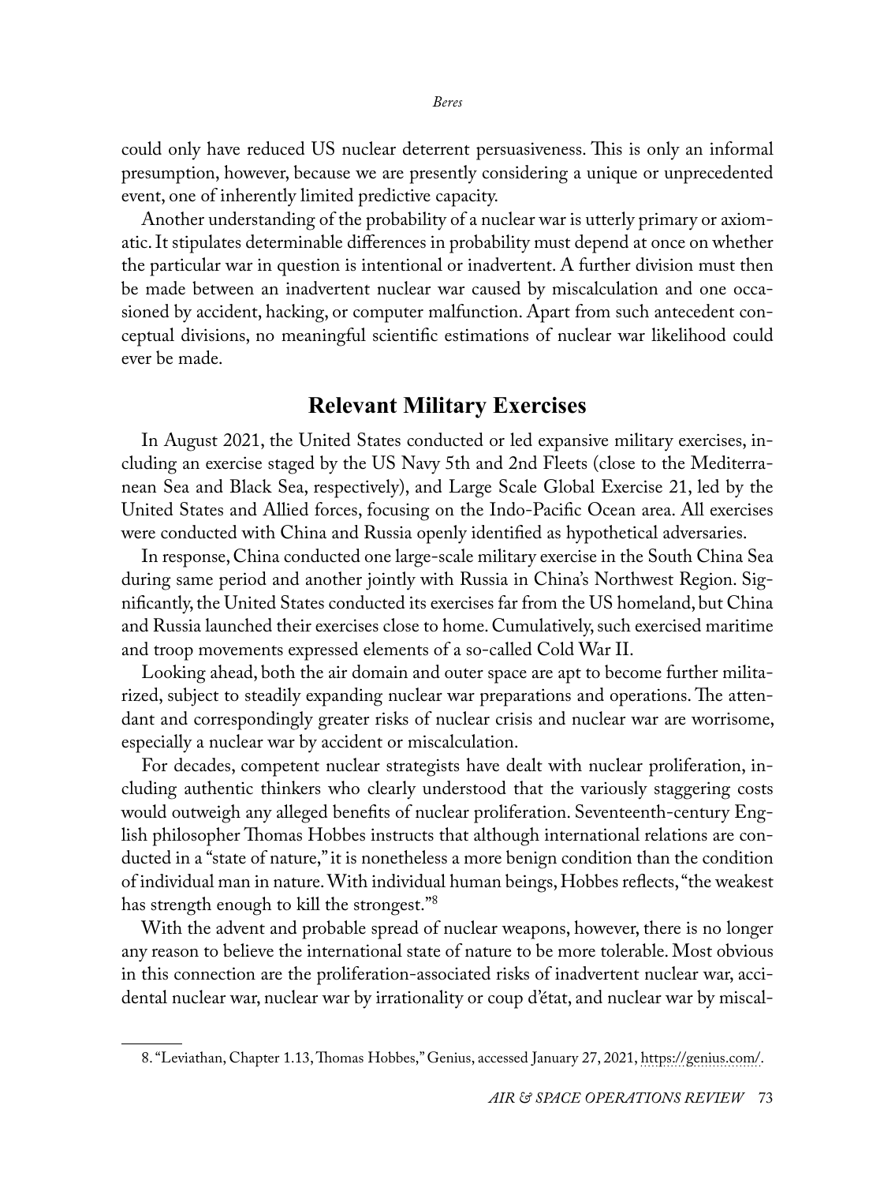could only have reduced US nuclear deterrent persuasiveness. This is only an informal presumption, however, because we are presently considering a unique or unprecedented event, one of inherently limited predictive capacity.

Another understanding of the probability of a nuclear war is utterly primary or axiomatic. It stipulates determinable differences in probability must depend at once on whether the particular war in question is intentional or inadvertent. A further division must then be made between an inadvertent nuclear war caused by miscalculation and one occasioned by accident, hacking, or computer malfunction. Apart from such antecedent conceptual divisions, no meaningful scientific estimations of nuclear war likelihood could ever be made.

## Relevant Military Exercises

In August 2021, the United States conducted or led expansive military exercises, including an exercise staged by the US Navy 5th and 2nd Fleets (close to the Mediterranean Sea and Black Sea, respectively), and Large Scale Global Exercise 21, led by the United States and Allied forces, focusing on the Indo-Pacific Ocean area. All exercises were conducted with China and Russia openly identified as hypothetical adversaries.

In response, China conducted one large-scale military exercise in the South China Sea during same period and another jointly with Russia in China's Northwest Region. Significantly, the United States conducted its exercises far from the US homeland, but China and Russia launched their exercises close to home. Cumulatively, such exercised maritime and troop movements expressed elements of a so-called Cold War II.

Looking ahead, both the air domain and outer space are apt to become further militarized, subject to steadily expanding nuclear war preparations and operations. The attendant and correspondingly greater risks of nuclear crisis and nuclear war are worrisome, especially a nuclear war by accident or miscalculation.

For decades, competent nuclear strategists have dealt with nuclear proliferation, including authentic thinkers who clearly understood that the variously staggering costs would outweigh any alleged benefits of nuclear proliferation. Seventeenth-century English philosopher Thomas Hobbes instructs that although international relations are conducted in a "state of nature," it is nonetheless a more benign condition than the condition of individual man in nature. With individual human beings, Hobbes reflects, "the weakest has strength enough to kill the strongest."[8]

With the advent and probable spread of nuclear weapons, however, there is no longer any reason to believe the international state of nature to be more tolerable. Most obvious in this connection are the proliferation-associated risks of inadvertent nuclear war, accidental nuclear war, nuclear war by irrationality or coup d'état, and nuclear war by miscal-

---

8. "Leviathan, Chapter 1.13, Thomas Hobbes," Genius, accessed January 27, 2021, https://genius.com/.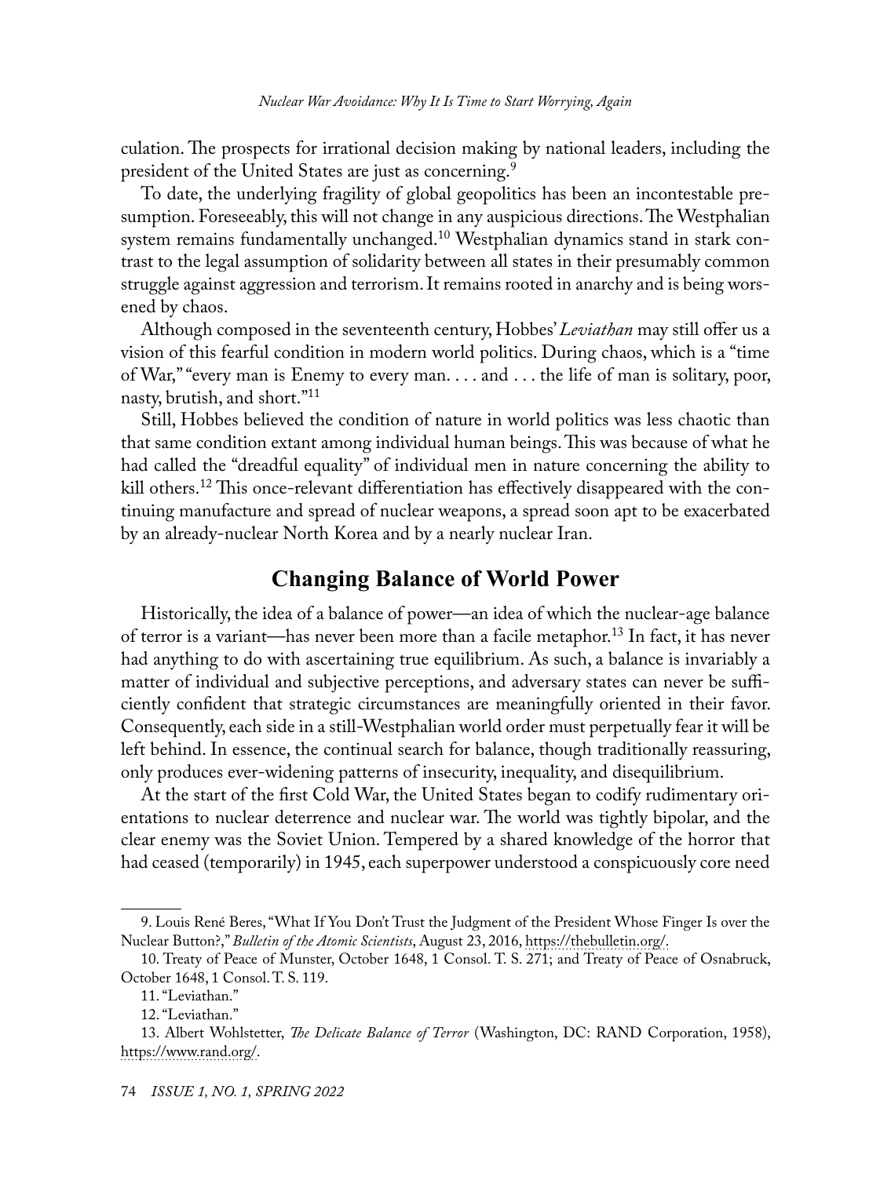culation. The prospects for irrational decision making by national leaders, including the president of the United States are just as concerning.[9]

To date, the underlying fragility of global geopolitics has been an incontestable presumption. Foreseeably, this will not change in any auspicious directions. The Westphalian system remains fundamentally unchanged.[10] Westphalian dynamics stand in stark contrast to the legal assumption of solidarity between all states in their presumably common struggle against aggression and terrorism. It remains rooted in anarchy and is being worsened by chaos.

Although composed in the seventeenth century, Hobbes' *Leviathan* may still offer us a vision of this fearful condition in modern world politics. During chaos, which is a "time of War," "every man is Enemy to every man. . . . and . . . the life of man is solitary, poor, nasty, brutish, and short."[11]

Still, Hobbes believed the condition of nature in world politics was less chaotic than that same condition extant among individual human beings. This was because of what he had called the "dreadful equality" of individual men in nature concerning the ability to kill others.[12] This once-relevant differentiation has effectively disappeared with the continuing manufacture and spread of nuclear weapons, a spread soon apt to be exacerbated by an already-nuclear North Korea and by a nearly nuclear Iran.

## Changing Balance of World Power

Historically, the idea of a balance of power—an idea of which the nuclear-age balance of terror is a variant—has never been more than a facile metaphor.[13] In fact, it has never had anything to do with ascertaining true equilibrium. As such, a balance is invariably a matter of individual and subjective perceptions, and adversary states can never be sufficiently confident that strategic circumstances are meaningfully oriented in their favor. Consequently, each side in a still-Westphalian world order must perpetually fear it will be left behind. In essence, the continual search for balance, though traditionally reassuring, only produces ever-widening patterns of insecurity, inequality, and disequilibrium.

At the start of the first Cold War, the United States began to codify rudimentary orientations to nuclear deterrence and nuclear war. The world was tightly bipolar, and the clear enemy was the Soviet Union. Tempered by a shared knowledge of the horror that had ceased (temporarily) in 1945, each superpower understood a conspicuously core need

---

9. Louis René Beres, "What If You Don't Trust the Judgment of the President Whose Finger Is over the Nuclear Button?," *Bulletin of the Atomic Scientists*, August 23, 2016, https://thebulletin.org/.

10. Treaty of Peace of Munster, October 1648, 1 Consol. T. S. 271; and Treaty of Peace of Osnabruck, October 1648, 1 Consol. T. S. 119.

11. "Leviathan."

12. "Leviathan."

13. Albert Wohlstetter, *The Delicate Balance of Terror* (Washington, DC: RAND Corporation, 1958), https://www.rand.org/.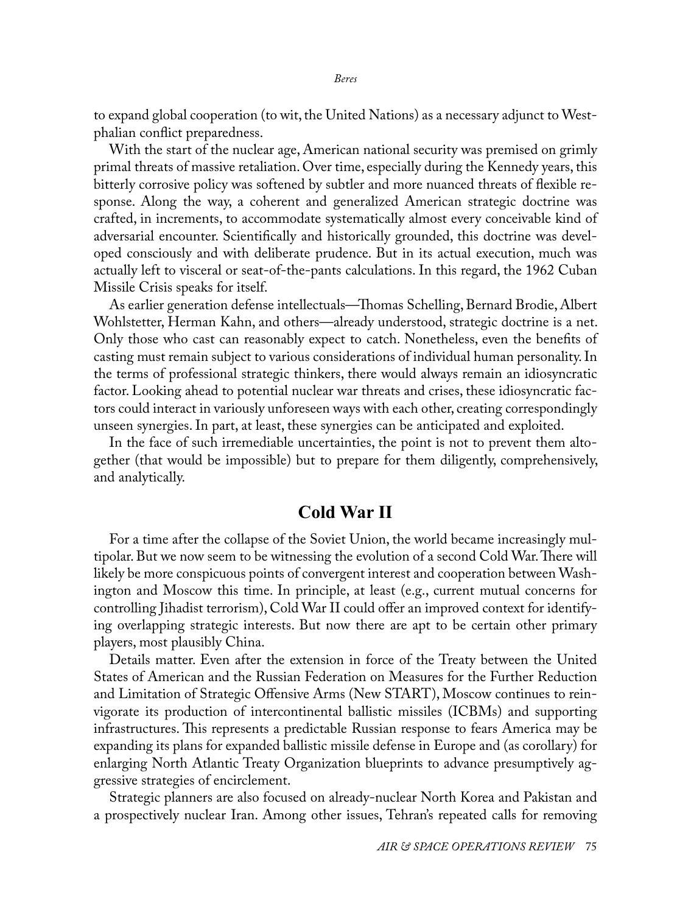to expand global cooperation (to wit, the United Nations) as a necessary adjunct to Westphalian conflict preparedness.

With the start of the nuclear age, American national security was premised on grimly primal threats of massive retaliation. Over time, especially during the Kennedy years, this bitterly corrosive policy was softened by subtler and more nuanced threats of flexible response. Along the way, a coherent and generalized American strategic doctrine was crafted, in increments, to accommodate systematically almost every conceivable kind of adversarial encounter. Scientifically and historically grounded, this doctrine was developed consciously and with deliberate prudence. But in its actual execution, much was actually left to visceral or seat-of-the-pants calculations. In this regard, the 1962 Cuban Missile Crisis speaks for itself.

As earlier generation defense intellectuals—Thomas Schelling, Bernard Brodie, Albert Wohlstetter, Herman Kahn, and others—already understood, strategic doctrine is a net. Only those who cast can reasonably expect to catch. Nonetheless, even the benefits of casting must remain subject to various considerations of individual human personality. In the terms of professional strategic thinkers, there would always remain an idiosyncratic factor. Looking ahead to potential nuclear war threats and crises, these idiosyncratic factors could interact in variously unforeseen ways with each other, creating correspondingly unseen synergies. In part, at least, these synergies can be anticipated and exploited.

In the face of such irremediable uncertainties, the point is not to prevent them altogether (that would be impossible) but to prepare for them diligently, comprehensively, and analytically.

## Cold War II

For a time after the collapse of the Soviet Union, the world became increasingly multipolar. But we now seem to be witnessing the evolution of a second Cold War. There will likely be more conspicuous points of convergent interest and cooperation between Washington and Moscow this time. In principle, at least (e.g., current mutual concerns for controlling Jihadist terrorism), Cold War II could offer an improved context for identifying overlapping strategic interests. But now there are apt to be certain other primary players, most plausibly China.

Details matter. Even after the extension in force of the Treaty between the United States of American and the Russian Federation on Measures for the Further Reduction and Limitation of Strategic Offensive Arms (New START), Moscow continues to reinvigorate its production of intercontinental ballistic missiles (ICBMs) and supporting infrastructures. This represents a predictable Russian response to fears America may be expanding its plans for expanded ballistic missile defense in Europe and (as corollary) for enlarging North Atlantic Treaty Organization blueprints to advance presumptively aggressive strategies of encirclement.

Strategic planners are also focused on already-nuclear North Korea and Pakistan and a prospectively nuclear Iran. Among other issues, Tehran's repeated calls for removing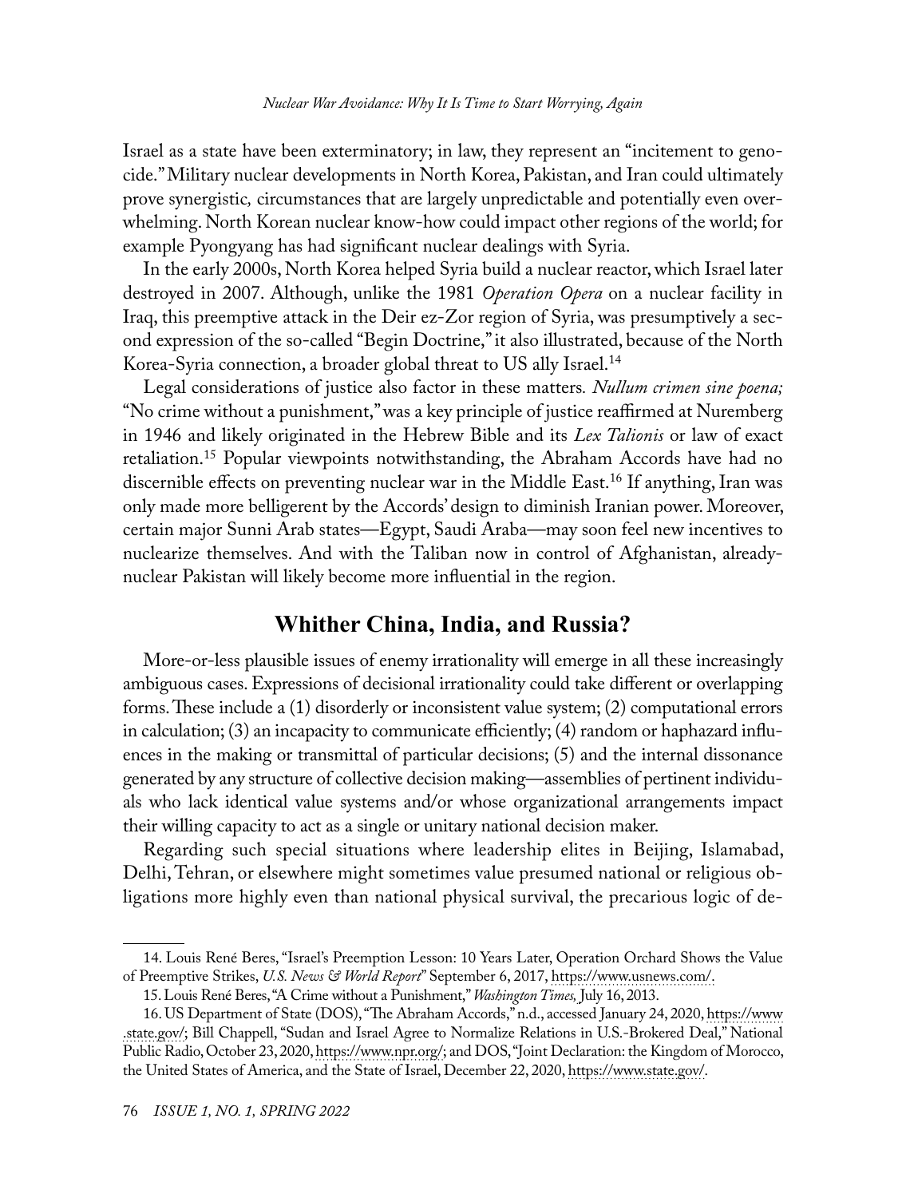Israel as a state have been exterminatory; in law, they represent an "incitement to genocide." Military nuclear developments in North Korea, Pakistan, and Iran could ultimately prove synergistic*,* circumstances that are largely unpredictable and potentially even overwhelming. North Korean nuclear know-how could impact other regions of the world; for example Pyongyang has had significant nuclear dealings with Syria.

In the early 2000s, North Korea helped Syria build a nuclear reactor, which Israel later destroyed in 2007. Although, unlike the 1981 *Operation Opera* on a nuclear facility in Iraq, this preemptive attack in the Deir ez-Zor region of Syria, was presumptively a second expression of the so-called "Begin Doctrine," it also illustrated, because of the North Korea-Syria connection, a broader global threat to US ally Israel.[14]

Legal considerations of justice also factor in these matters*. Nullum crimen sine poena;* "No crime without a punishment," was a key principle of justice reaffirmed at Nuremberg in 1946 and likely originated in the Hebrew Bible and its *Lex Talionis* or law of exact retaliation.[15] Popular viewpoints notwithstanding, the Abraham Accords have had no discernible effects on preventing nuclear war in the Middle East.[16] If anything, Iran was only made more belligerent by the Accords' design to diminish Iranian power. Moreover, certain major Sunni Arab states—Egypt, Saudi Araba—may soon feel new incentives to nuclearize themselves. And with the Taliban now in control of Afghanistan, already-nuclear Pakistan will likely become more influential in the region.

## Whither China, India, and Russia?

More-or-less plausible issues of enemy irrationality will emerge in all these increasingly ambiguous cases. Expressions of decisional irrationality could take different or overlapping forms. These include a (1) disorderly or inconsistent value system; (2) computational errors in calculation; (3) an incapacity to communicate efficiently; (4) random or haphazard influences in the making or transmittal of particular decisions; (5) and the internal dissonance generated by any structure of collective decision making—assemblies of pertinent individuals who lack identical value systems and/or whose organizational arrangements impact their willing capacity to act as a single or unitary national decision maker.

Regarding such special situations where leadership elites in Beijing, Islamabad, Delhi, Tehran, or elsewhere might sometimes value presumed national or religious obligations more highly even than national physical survival, the precarious logic of de-

---

14. Louis René Beres, "Israel's Preemption Lesson: 10 Years Later, Operation Orchard Shows the Value of Preemptive Strikes, *U.S. News & World Report*" September 6, 2017, https://www.usnews.com/.

15. Louis René Beres, "A Crime without a Punishment," *Washington Times,* July 16, 2013.

16. US Department of State (DOS), "The Abraham Accords," n.d., accessed January 24, 2020, https://www.state.gov/; Bill Chappell, "Sudan and Israel Agree to Normalize Relations in U.S.-Brokered Deal," National Public Radio, October 23, 2020, https://www.npr.org/; and DOS, "Joint Declaration: the Kingdom of Morocco, the United States of America, and the State of Israel, December 22, 2020, https://www.state.gov/.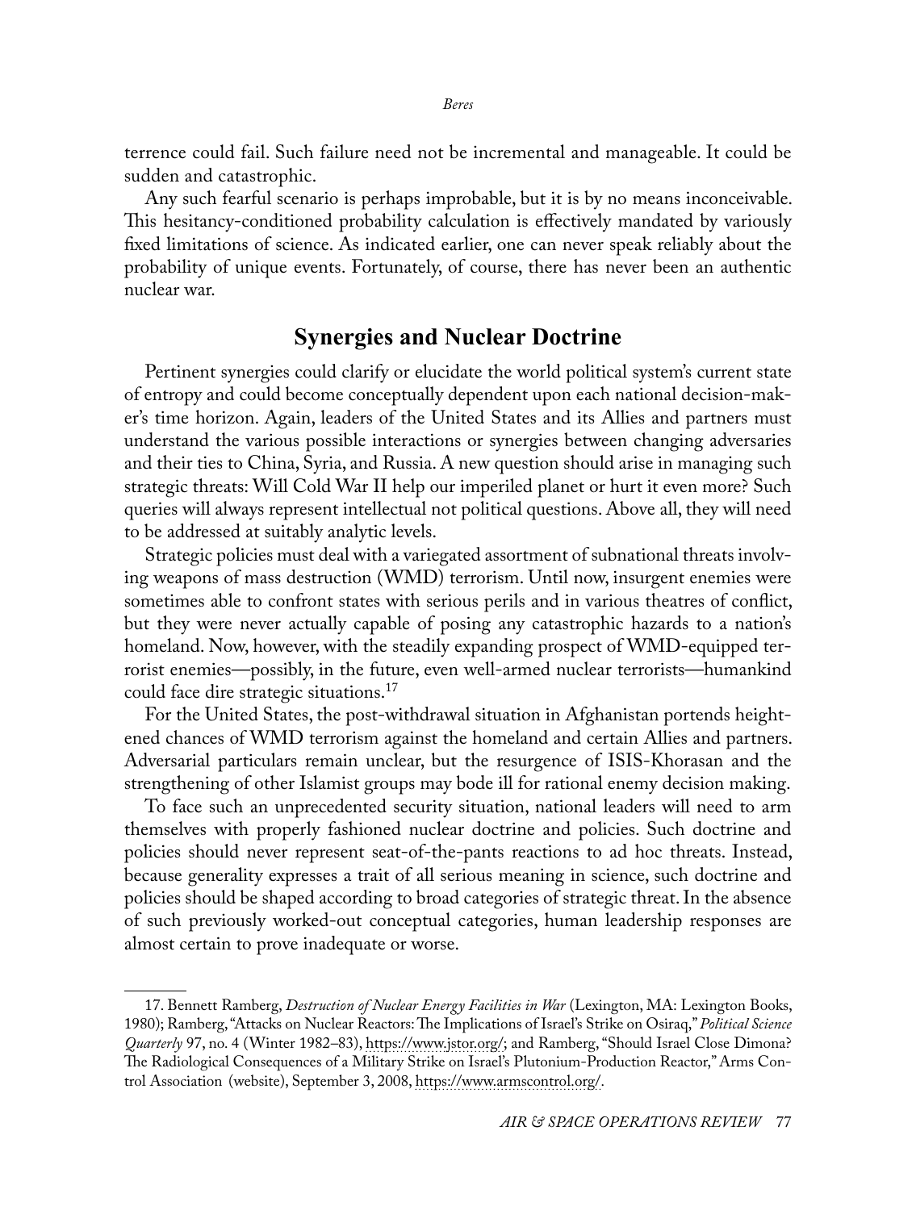terrence could fail. Such failure need not be incremental and manageable. It could be sudden and catastrophic.

Any such fearful scenario is perhaps improbable, but it is by no means inconceivable. This hesitancy-conditioned probability calculation is effectively mandated by variously fixed limitations of science. As indicated earlier, one can never speak reliably about the probability of unique events. Fortunately, of course, there has never been an authentic nuclear war.

## Synergies and Nuclear Doctrine

Pertinent synergies could clarify or elucidate the world political system's current state of entropy and could become conceptually dependent upon each national decision-maker's time horizon. Again, leaders of the United States and its Allies and partners must understand the various possible interactions or synergies between changing adversaries and their ties to China, Syria, and Russia. A new question should arise in managing such strategic threats: Will Cold War II help our imperiled planet or hurt it even more? Such queries will always represent intellectual not political questions. Above all, they will need to be addressed at suitably analytic levels.

Strategic policies must deal with a variegated assortment of subnational threats involving weapons of mass destruction (WMD) terrorism. Until now, insurgent enemies were sometimes able to confront states with serious perils and in various theatres of conflict, but they were never actually capable of posing any catastrophic hazards to a nation's homeland. Now, however, with the steadily expanding prospect of WMD-equipped terrorist enemies—possibly, in the future, even well-armed nuclear terrorists—humankind could face dire strategic situations.[17]

For the United States, the post-withdrawal situation in Afghanistan portends heightened chances of WMD terrorism against the homeland and certain Allies and partners. Adversarial particulars remain unclear, but the resurgence of ISIS-Khorasan and the strengthening of other Islamist groups may bode ill for rational enemy decision making.

To face such an unprecedented security situation, national leaders will need to arm themselves with properly fashioned nuclear doctrine and policies. Such doctrine and policies should never represent seat-of-the-pants reactions to ad hoc threats. Instead, because generality expresses a trait of all serious meaning in science, such doctrine and policies should be shaped according to broad categories of strategic threat. In the absence of such previously worked-out conceptual categories, human leadership responses are almost certain to prove inadequate or worse.

---

17. Bennett Ramberg, *Destruction of Nuclear Energy Facilities in War* (Lexington, MA: Lexington Books, 1980); Ramberg, "Attacks on Nuclear Reactors: The Implications of Israel's Strike on Osiraq," *Political Science Quarterly* 97, no. 4 (Winter 1982–83), https://www.jstor.org/; and Ramberg, "Should Israel Close Dimona? The Radiological Consequences of a Military Strike on Israel's Plutonium-Production Reactor," Arms Control Association (website), September 3, 2008, https://www.armscontrol.org/.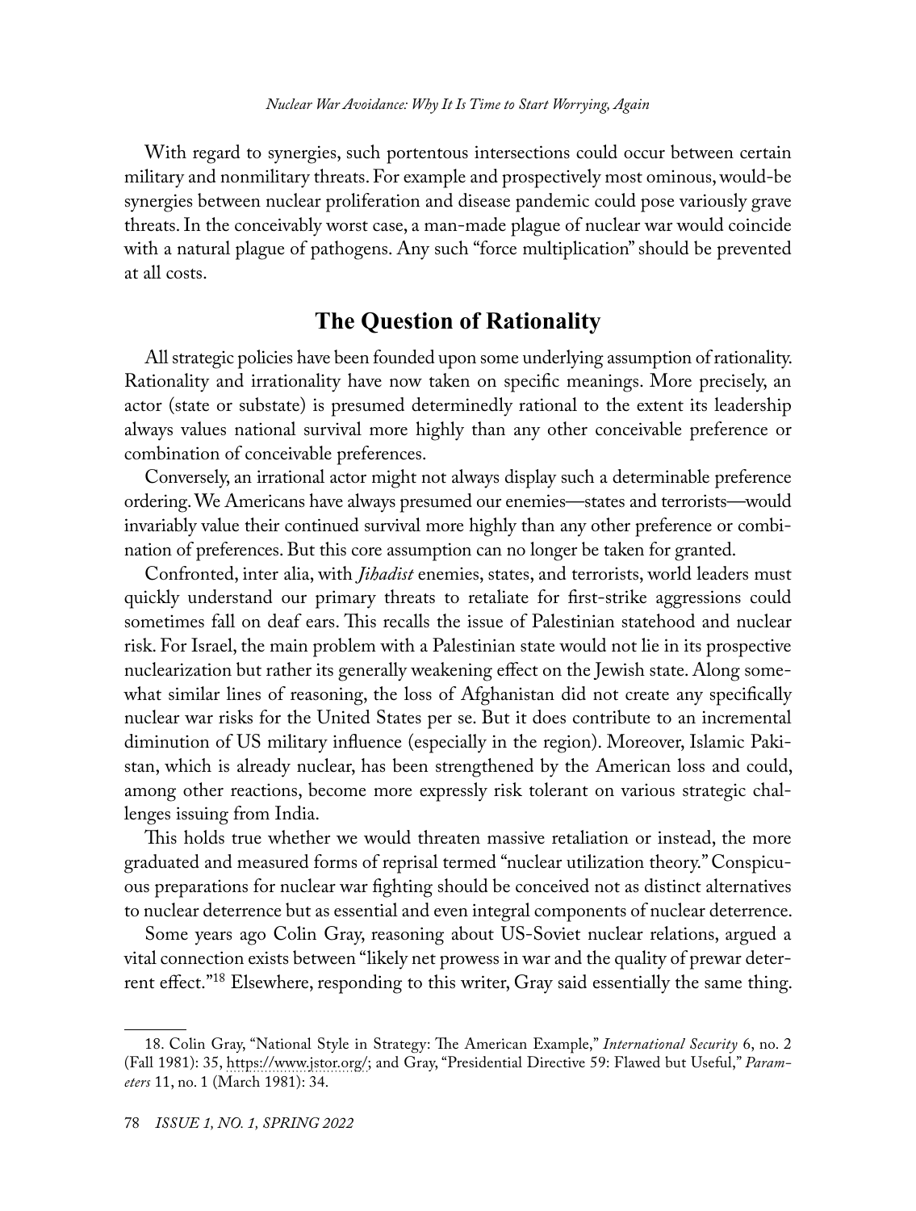With regard to synergies, such portentous intersections could occur between certain military and nonmilitary threats. For example and prospectively most ominous, would-be synergies between nuclear proliferation and disease pandemic could pose variously grave threats. In the conceivably worst case, a man-made plague of nuclear war would coincide with a natural plague of pathogens. Any such "force multiplication" should be prevented at all costs.

## The Question of Rationality

All strategic policies have been founded upon some underlying assumption of rationality. Rationality and irrationality have now taken on specific meanings. More precisely, an actor (state or substate) is presumed determinedly rational to the extent its leadership always values national survival more highly than any other conceivable preference or combination of conceivable preferences.

Conversely, an irrational actor might not always display such a determinable preference ordering. We Americans have always presumed our enemies—states and terrorists—would invariably value their continued survival more highly than any other preference or combination of preferences. But this core assumption can no longer be taken for granted.

Confronted, inter alia, with *Jihadist* enemies, states, and terrorists, world leaders must quickly understand our primary threats to retaliate for first-strike aggressions could sometimes fall on deaf ears. This recalls the issue of Palestinian statehood and nuclear risk. For Israel, the main problem with a Palestinian state would not lie in its prospective nuclearization but rather its generally weakening effect on the Jewish state. Along somewhat similar lines of reasoning, the loss of Afghanistan did not create any specifically nuclear war risks for the United States per se. But it does contribute to an incremental diminution of US military influence (especially in the region). Moreover, Islamic Pakistan, which is already nuclear, has been strengthened by the American loss and could, among other reactions, become more expressly risk tolerant on various strategic challenges issuing from India.

This holds true whether we would threaten massive retaliation or instead, the more graduated and measured forms of reprisal termed "nuclear utilization theory." Conspicuous preparations for nuclear war fighting should be conceived not as distinct alternatives to nuclear deterrence but as essential and even integral components of nuclear deterrence.

Some years ago Colin Gray, reasoning about US-Soviet nuclear relations, argued a vital connection exists between "likely net prowess in war and the quality of prewar deterrent effect."[18] Elsewhere, responding to this writer, Gray said essentially the same thing.

---

18. Colin Gray, "National Style in Strategy: The American Example," *International Security* 6, no. 2 (Fall 1981): 35, https://www.jstor.org/; and Gray, "Presidential Directive 59: Flawed but Useful," *Parameters* 11, no. 1 (March 1981): 34.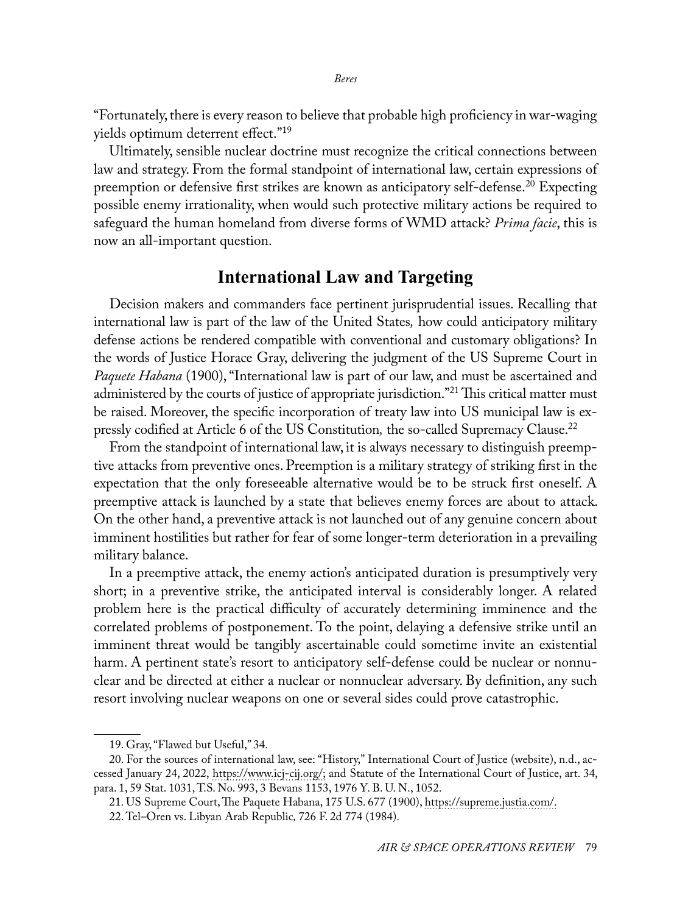"Fortunately, there is every reason to believe that probable high proficiency in war-waging yields optimum deterrent effect."[19]

Ultimately, sensible nuclear doctrine must recognize the critical connections between law and strategy. From the formal standpoint of international law, certain expressions of preemption or defensive first strikes are known as anticipatory self-defense.[20] Expecting possible enemy irrationality, when would such protective military actions be required to safeguard the human homeland from diverse forms of WMD attack? *Prima facie*, this is now an all-important question.

## International Law and Targeting

Decision makers and commanders face pertinent jurisprudential issues. Recalling that international law is part of the law of the United States, how could anticipatory military defense actions be rendered compatible with conventional and customary obligations? In the words of Justice Horace Gray, delivering the judgment of the US Supreme Court in *Paquete Habana* (1900), "International law is part of our law, and must be ascertained and administered by the courts of justice of appropriate jurisdiction."[21] This critical matter must be raised. Moreover, the specific incorporation of treaty law into US municipal law is expressly codified at Article 6 of the US Constitution, the so-called Supremacy Clause.[22]

From the standpoint of international law, it is always necessary to distinguish preemptive attacks from preventive ones. Preemption is a military strategy of striking first in the expectation that the only foreseeable alternative would be to be struck first oneself. A preemptive attack is launched by a state that believes enemy forces are about to attack. On the other hand, a preventive attack is not launched out of any genuine concern about imminent hostilities but rather for fear of some longer-term deterioration in a prevailing military balance.

In a preemptive attack, the enemy action's anticipated duration is presumptively very short; in a preventive strike, the anticipated interval is considerably longer. A related problem here is the practical difficulty of accurately determining imminence and the correlated problems of postponement. To the point, delaying a defensive strike until an imminent threat would be tangibly ascertainable could sometime invite an existential harm. A pertinent state's resort to anticipatory self-defense could be nuclear or nonnuclear and be directed at either a nuclear or nonnuclear adversary. By definition, any such resort involving nuclear weapons on one or several sides could prove catastrophic.

---

19. Gray, "Flawed but Useful," 34.

20. For the sources of international law, see: "History," International Court of Justice (website), n.d., accessed January 24, 2022, https://www.icj-cij.org/; and Statute of the International Court of Justice, art. 34, para. 1, 59 Stat. 1031, T.S. No. 993, 3 Bevans 1153, 1976 Y. B. U. N., 1052.

21. US Supreme Court, The Paquete Habana, 175 U.S. 677 (1900), https://supreme.justia.com/.

22. Tel–Oren vs. Libyan Arab Republic, 726 F. 2d 774 (1984).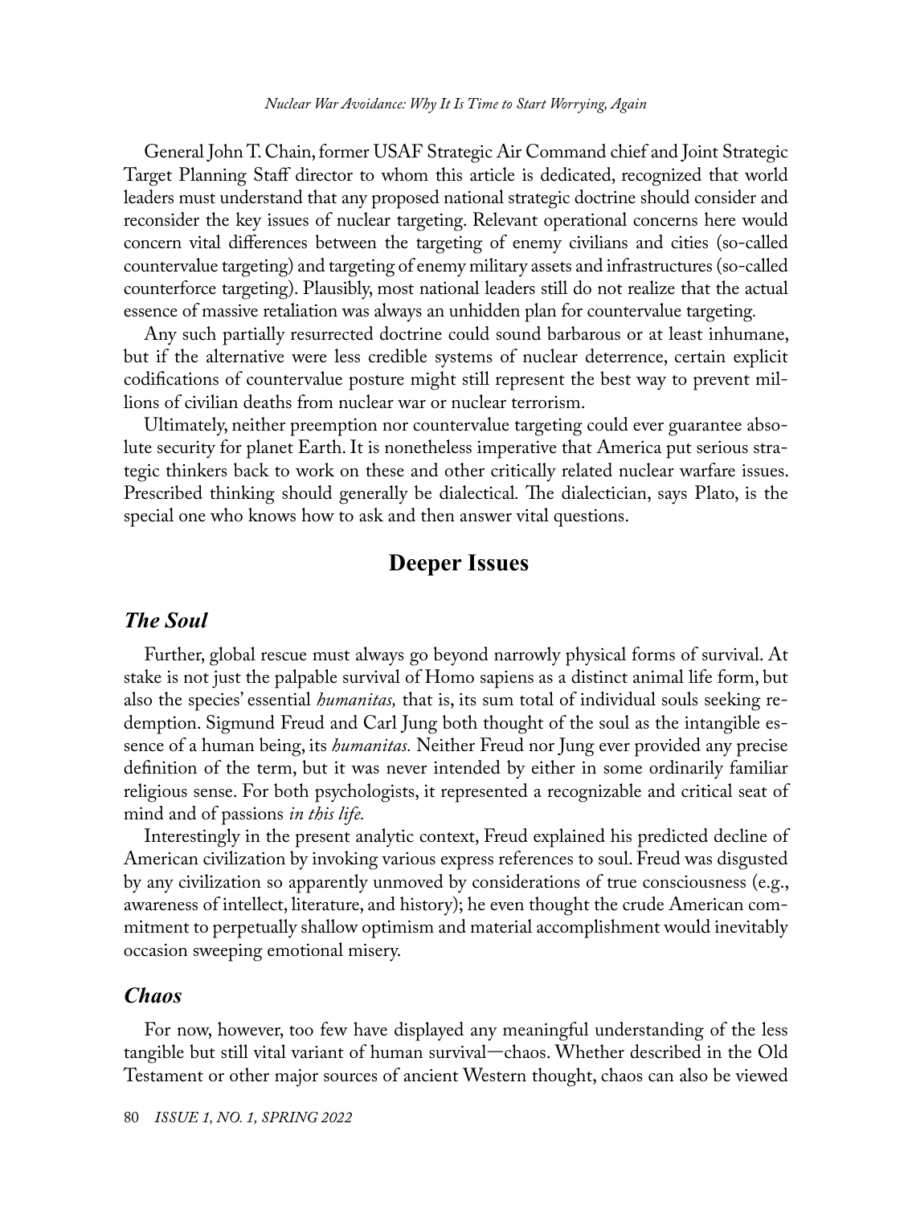General John T. Chain, former USAF Strategic Air Command chief and Joint Strategic Target Planning Staff director to whom this article is dedicated, recognized that world leaders must understand that any proposed national strategic doctrine should consider and reconsider the key issues of nuclear targeting. Relevant operational concerns here would concern vital differences between the targeting of enemy civilians and cities (so-called countervalue targeting) and targeting of enemy military assets and infrastructures (so-called counterforce targeting). Plausibly, most national leaders still do not realize that the actual essence of massive retaliation was always an unhidden plan for countervalue targeting.

Any such partially resurrected doctrine could sound barbarous or at least inhumane, but if the alternative were less credible systems of nuclear deterrence, certain explicit codifications of countervalue posture might still represent the best way to prevent millions of civilian deaths from nuclear war or nuclear terrorism.

Ultimately, neither preemption nor countervalue targeting could ever guarantee absolute security for planet Earth. It is nonetheless imperative that America put serious strategic thinkers back to work on these and other critically related nuclear warfare issues. Prescribed thinking should generally be dialectical. The dialectician, says Plato, is the special one who knows how to ask and then answer vital questions.

## Deeper Issues

### *The Soul*

Further, global rescue must always go beyond narrowly physical forms of survival. At stake is not just the palpable survival of Homo sapiens as a distinct animal life form, but also the species' essential *humanitas,* that is, its sum total of individual souls seeking redemption. Sigmund Freud and Carl Jung both thought of the soul as the intangible essence of a human being, its *humanitas.* Neither Freud nor Jung ever provided any precise definition of the term, but it was never intended by either in some ordinarily familiar religious sense. For both psychologists, it represented a recognizable and critical seat of mind and of passions *in this life.*

Interestingly in the present analytic context, Freud explained his predicted decline of American civilization by invoking various express references to soul. Freud was disgusted by any civilization so apparently unmoved by considerations of true consciousness (e.g., awareness of intellect, literature, and history); he even thought the crude American commitment to perpetually shallow optimism and material accomplishment would inevitably occasion sweeping emotional misery.

### *Chaos*

For now, however, too few have displayed any meaningful understanding of the less tangible but still vital variant of human survival—chaos. Whether described in the Old Testament or other major sources of ancient Western thought, chaos can also be viewed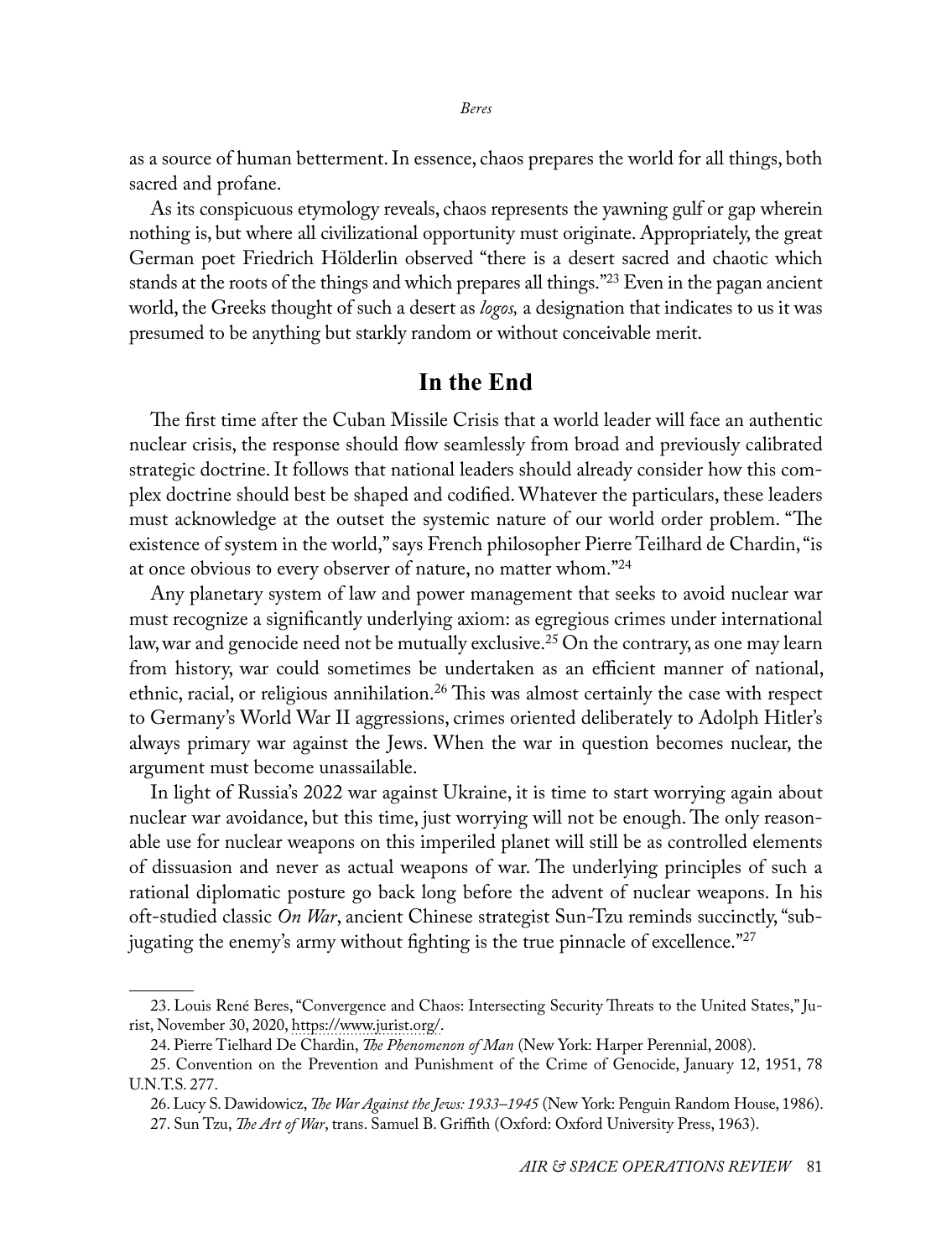as a source of human betterment. In essence, chaos prepares the world for all things, both sacred and profane.

As its conspicuous etymology reveals, chaos represents the yawning gulf or gap wherein nothing is, but where all civilizational opportunity must originate. Appropriately, the great German poet Friedrich Hölderlin observed "there is a desert sacred and chaotic which stands at the roots of the things and which prepares all things."[23] Even in the pagan ancient world, the Greeks thought of such a desert as *logos,* a designation that indicates to us it was presumed to be anything but starkly random or without conceivable merit.

## In the End

The first time after the Cuban Missile Crisis that a world leader will face an authentic nuclear crisis, the response should flow seamlessly from broad and previously calibrated strategic doctrine. It follows that national leaders should already consider how this complex doctrine should best be shaped and codified. Whatever the particulars, these leaders must acknowledge at the outset the systemic nature of our world order problem. "The existence of system in the world," says French philosopher Pierre Teilhard de Chardin, "is at once obvious to every observer of nature, no matter whom."[24]

Any planetary system of law and power management that seeks to avoid nuclear war must recognize a significantly underlying axiom: as egregious crimes under international law, war and genocide need not be mutually exclusive.[25] On the contrary, as one may learn from history, war could sometimes be undertaken as an efficient manner of national, ethnic, racial, or religious annihilation.[26] This was almost certainly the case with respect to Germany's World War II aggressions, crimes oriented deliberately to Adolph Hitler's always primary war against the Jews. When the war in question becomes nuclear, the argument must become unassailable.

In light of Russia's 2022 war against Ukraine, it is time to start worrying again about nuclear war avoidance, but this time, just worrying will not be enough. The only reasonable use for nuclear weapons on this imperiled planet will still be as controlled elements of dissuasion and never as actual weapons of war. The underlying principles of such a rational diplomatic posture go back long before the advent of nuclear weapons. In his oft-studied classic *On War*, ancient Chinese strategist Sun-Tzu reminds succinctly, "subjugating the enemy's army without fighting is the true pinnacle of excellence."[27]

---

23. Louis René Beres, "Convergence and Chaos: Intersecting Security Threats to the United States," Jurist, November 30, 2020, https://www.jurist.org/.

24. Pierre Tielhard De Chardin, *The Phenomenon of Man* (New York: Harper Perennial, 2008).

25. Convention on the Prevention and Punishment of the Crime of Genocide, January 12, 1951, 78 U.N.T.S. 277.

26. Lucy S. Dawidowicz, *The War Against the Jews: 1933–1945* (New York: Penguin Random House, 1986).

27. Sun Tzu, *The Art of War*, trans. Samuel B. Griffith (Oxford: Oxford University Press, 1963).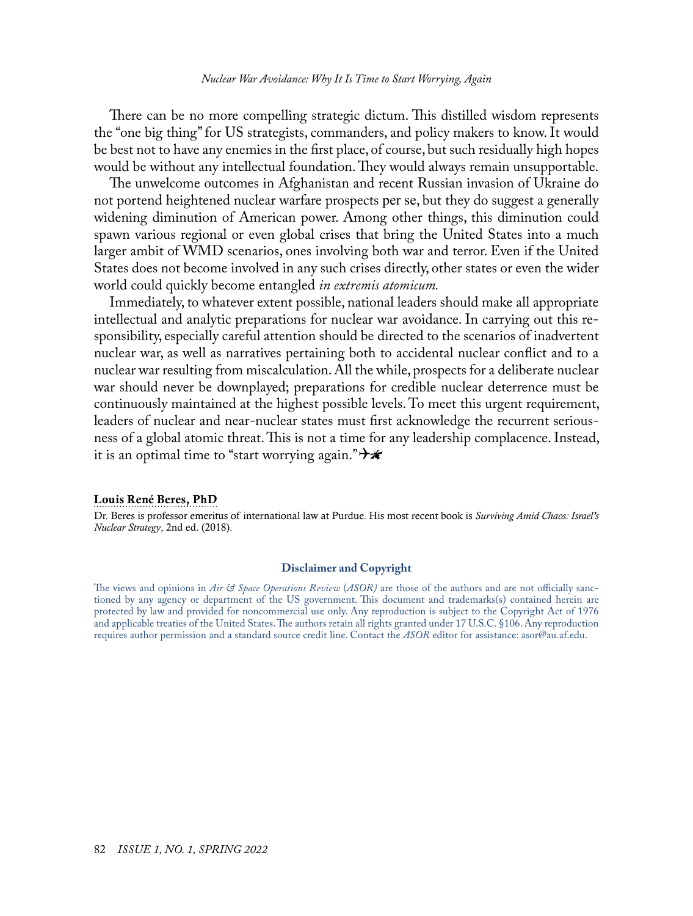There can be no more compelling strategic dictum. This distilled wisdom represents the "one big thing" for US strategists, commanders, and policy makers to know. It would be best not to have any enemies in the first place, of course, but such residually high hopes would be without any intellectual foundation. They would always remain unsupportable.

The unwelcome outcomes in Afghanistan and recent Russian invasion of Ukraine do not portend heightened nuclear warfare prospects per se, but they do suggest a generally widening diminution of American power. Among other things, this diminution could spawn various regional or even global crises that bring the United States into a much larger ambit of WMD scenarios, ones involving both war and terror. Even if the United States does not become involved in any such crises directly, other states or even the wider world could quickly become entangled *in extremis atomicum.*

Immediately, to whatever extent possible, national leaders should make all appropriate intellectual and analytic preparations for nuclear war avoidance. In carrying out this responsibility, especially careful attention should be directed to the scenarios of inadvertent nuclear war, as well as narratives pertaining both to accidental nuclear conflict and to a nuclear war resulting from miscalculation. All the while, prospects for a deliberate nuclear war should never be downplayed; preparations for credible nuclear deterrence must be continuously maintained at the highest possible levels. To meet this urgent requirement, leaders of nuclear and near-nuclear states must first acknowledge the recurrent seriousness of a global atomic threat. This is not a time for any leadership complacence. Instead, it is an optimal time to "start worrying again."

**Louis René Beres, PhD**

Dr. Beres is professor emeritus of international law at Purdue. His most recent book is *Surviving Amid Chaos: Israel's Nuclear Strategy*, 2nd ed. (2018).

**Disclaimer and Copyright**

The views and opinions in *Air & Space Operations Review* (*ASOR)* are those of the authors and are not officially sanctioned by any agency or department of the US government. This document and trademarks(s) contained herein are protected by law and provided for noncommercial use only. Any reproduction is subject to the Copyright Act of 1976 and applicable treaties of the United States. The authors retain all rights granted under 17 U.S.C. §106. Any reproduction requires author permission and a standard source credit line. Contact the *ASOR* editor for assistance: asor@au.af.edu.